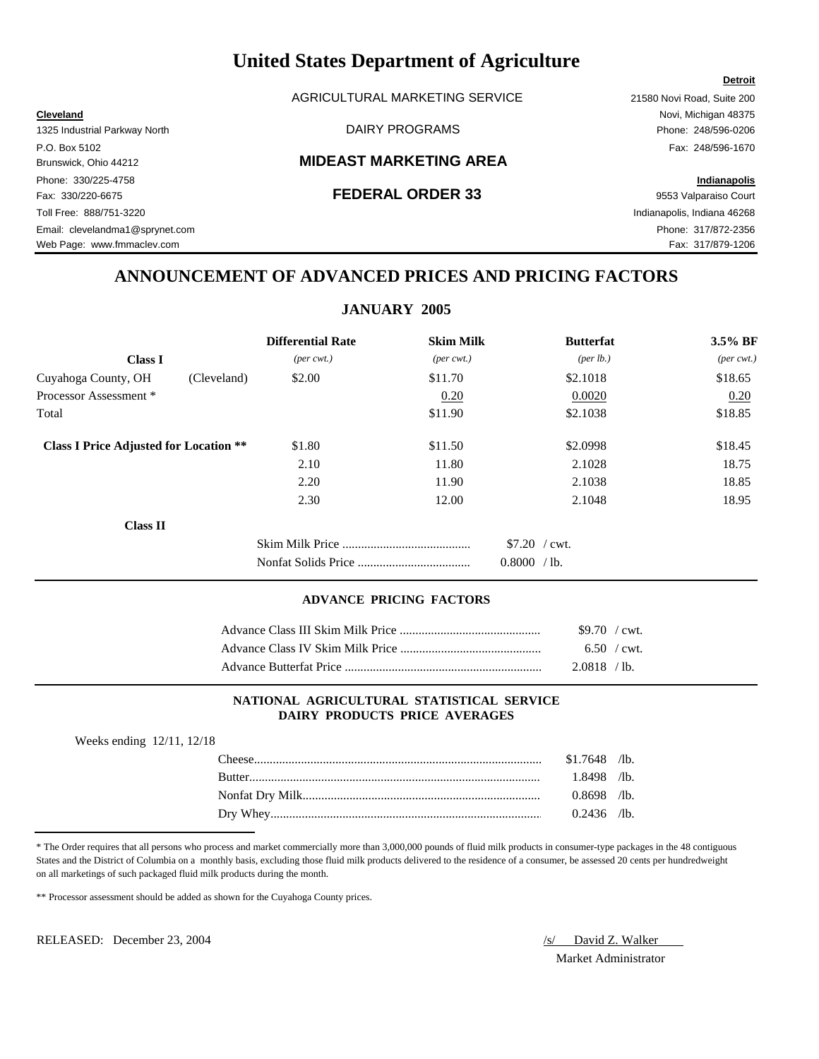# United States Department of Agriculture

AGRICULTURAL MARKETING SERVICE

DAIRY PROGRAMS

**MIDEAST MARKETING AREA**

**FEDERAL ORDER 33**

**Cleveland**
1325 Industrial Parkway North
P.O. Box 5102
Brunswick, Ohio 44212
Phone: 330/225-4758
Fax: 330/220-6675
Toll Free: 888/751-3220
Email: clevelandma1@sprynet.com
Web Page: www.fmmaclev.com

**Detroit**
21580 Novi Road, Suite 200
Novi, Michigan 48375
Phone: 248/596-0206
Fax: 248/596-1670

**Indianapolis**
9553 Valparaiso Court
Indianapolis, Indiana 46268
Phone: 317/872-2356
Fax: 317/879-1206

## ANNOUNCEMENT OF ADVANCED PRICES AND PRICING FACTORS

### JANUARY 2005

| Class I | | Differential Rate *(per cwt.)* | Skim Milk *(per cwt.)* | Butterfat *(per lb.)* | 3.5% BF *(per cwt.)* |
|---|---|---|---|---|---|
| Cuyahoga County, OH | (Cleveland) | $2.00 | $11.70 | $2.1018 | $18.65 |
| Processor Assessment * | | | 0.20 | 0.0020 | 0.20 |
| Total | | | $11.90 | $2.1038 | $18.85 |
| **Class I Price Adjusted for Location \*\*** | | $1.80 | $11.50 | $2.0998 | $18.45 |
| | | 2.10 | 11.80 | 2.1028 | 18.75 |
| | | 2.20 | 11.90 | 2.1038 | 18.85 |
| | | 2.30 | 12.00 | 2.1048 | 18.95 |

**Class II**

| | |
|---|---|
| Skim Milk Price | $7.20 / cwt. |
| Nonfat Solids Price | 0.8000 / lb. |

#### ADVANCE PRICING FACTORS

| | |
|---|---|
| Advance Class III Skim Milk Price | $9.70 / cwt. |
| Advance Class IV Skim Milk Price | 6.50 / cwt. |
| Advance Butterfat Price | 2.0818 / lb. |

#### NATIONAL AGRICULTURAL STATISTICAL SERVICE DAIRY PRODUCTS PRICE AVERAGES

Weeks ending 12/11, 12/18

| | |
|---|---|
| Cheese | $1.7648 /lb. |
| Butter | 1.8498 /lb. |
| Nonfat Dry Milk | 0.8698 /lb. |
| Dry Whey | 0.2436 /lb. |

\* The Order requires that all persons who process and market commercially more than 3,000,000 pounds of fluid milk products in consumer-type packages in the 48 contiguous States and the District of Columbia on a monthly basis, excluding those fluid milk products delivered to the residence of a consumer, be assessed 20 cents per hundredweight on all marketings of such packaged fluid milk products during the month.

\*\* Processor assessment should be added as shown for the Cuyahoga County prices.

RELEASED: December 23, 2004

/s/ David Z. Walker
Market Administrator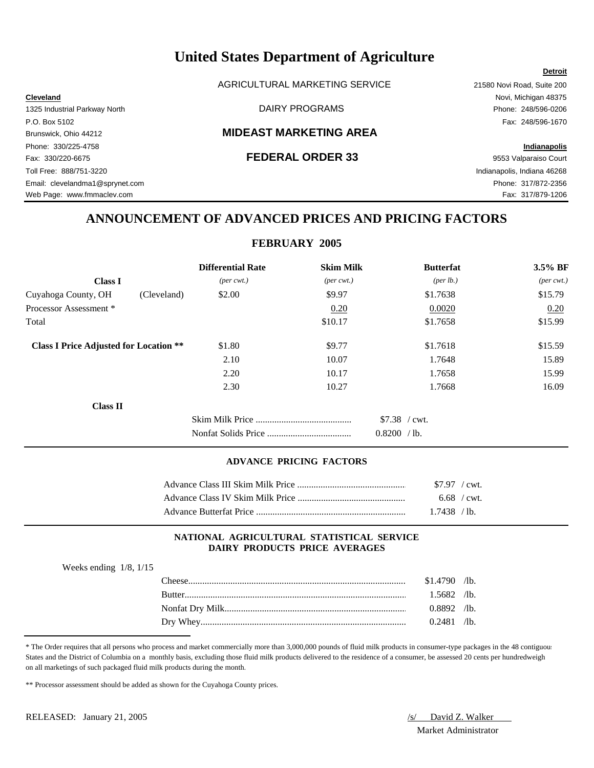# United States Department of Agriculture

AGRICULTURAL MARKETING SERVICE

DAIRY PROGRAMS

## MIDEAST MARKETING AREA

## FEDERAL ORDER 33

**Cleveland**
1325 Industrial Parkway North
P.O. Box 5102
Brunswick, Ohio 44212
Phone: 330/225-4758
Fax: 330/220-6675
Toll Free: 888/751-3220
Email: clevelandma1@sprynet.com
Web Page: www.fmmaclev.com

**Detroit**
21580 Novi Road, Suite 200
Novi, Michigan 48375
Phone: 248/596-0206
Fax: 248/596-1670

**Indianapolis**
9553 Valparaiso Court
Indianapolis, Indiana 46268
Phone: 317/872-2356
Fax: 317/879-1206

## ANNOUNCEMENT OF ADVANCED PRICES AND PRICING FACTORS

### FEBRUARY 2005

| | | Differential Rate | Skim Milk | Butterfat | 3.5% BF |
|---|---|---|---|---|---|
| **Class I** | | *(per cwt.)* | *(per cwt.)* | *(per lb.)* | *(per cwt.)* |
| Cuyahoga County, OH | (Cleveland) | $2.00 | $9.97 | $1.7638 | $15.79 |
| Processor Assessment * | | | 0.20 | 0.0020 | 0.20 |
| Total | | | $10.17 | $1.7658 | $15.99 |
| **Class I Price Adjusted for Location \*\*** | | $1.80 | $9.77 | $1.7618 | $15.59 |
| | | 2.10 | 10.07 | 1.7648 | 15.89 |
| | | 2.20 | 10.17 | 1.7658 | 15.99 |
| | | 2.30 | 10.27 | 1.7668 | 16.09 |

**Class II**

| | |
|---|---|
| Skim Milk Price | $7.38 / cwt. |
| Nonfat Solids Price | 0.8200 / lb. |

#### ADVANCE PRICING FACTORS

| | |
|---|---|
| Advance Class III Skim Milk Price | $7.97 / cwt. |
| Advance Class IV Skim Milk Price | 6.68 / cwt. |
| Advance Butterfat Price | 1.7438 / lb. |

#### NATIONAL AGRICULTURAL STATISTICAL SERVICE DAIRY PRODUCTS PRICE AVERAGES

Weeks ending 1/8, 1/15

| | |
|---|---|
| Cheese | $1.4790 /lb. |
| Butter | 1.5682 /lb. |
| Nonfat Dry Milk | 0.8892 /lb. |
| Dry Whey | 0.2481 /lb. |

* The Order requires that all persons who process and market commercially more than 3,000,000 pounds of fluid milk products in consumer-type packages in the 48 contiguous States and the District of Columbia on a monthly basis, excluding those fluid milk products delivered to the residence of a consumer, be assessed 20 cents per hundredweight on all marketings of such packaged fluid milk products during the month.

** Processor assessment should be added as shown for the Cuyahoga County prices.

RELEASED: January 21, 2005

/s/ David Z. Walker
Market Administrator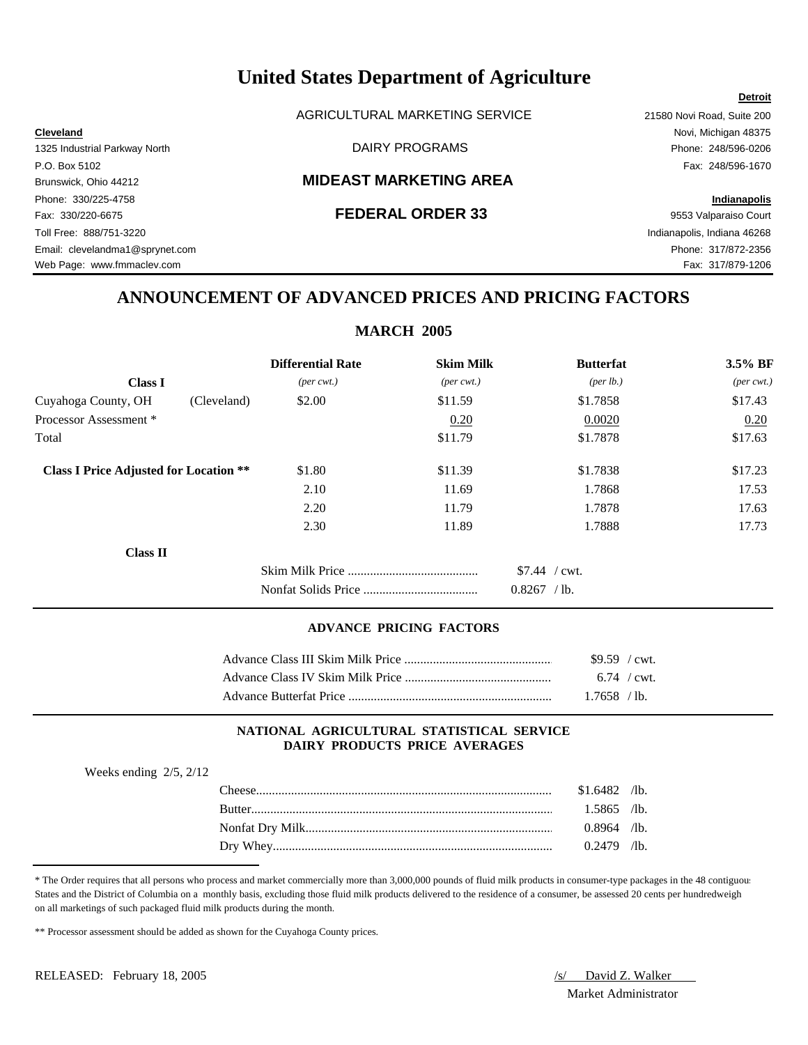# United States Department of Agriculture

AGRICULTURAL MARKETING SERVICE

DAIRY PROGRAMS

## MIDEAST MARKETING AREA

## FEDERAL ORDER 33

**Cleveland**
1325 Industrial Parkway North
P.O. Box 5102
Brunswick, Ohio 44212
Phone: 330/225-4758
Fax: 330/220-6675
Toll Free: 888/751-3220
Email: clevelandma1@sprynet.com
Web Page: www.fmmaclev.com

**Detroit**
21580 Novi Road, Suite 200
Novi, Michigan 48375
Phone: 248/596-0206
Fax: 248/596-1670

**Indianapolis**
9553 Valparaiso Court
Indianapolis, Indiana 46268
Phone: 317/872-2356
Fax: 317/879-1206

## ANNOUNCEMENT OF ADVANCED PRICES AND PRICING FACTORS

### MARCH 2005

| **Class I** | | **Differential Rate** *(per cwt.)* | **Skim Milk** *(per cwt.)* | **Butterfat** *(per lb.)* | **3.5% BF** *(per cwt.)* |
|---|---|---|---|---|---|
| Cuyahoga County, OH | (Cleveland) | $2.00 | $11.59 | $1.7858 | $17.43 |
| Processor Assessment * | | | 0.20 | 0.0020 | 0.20 |
| Total | | | $11.79 | $1.7878 | $17.63 |
| **Class I Price Adjusted for Location \*\*** | | $1.80 | $11.39 | $1.7838 | $17.23 |
| | | 2.10 | 11.69 | 1.7868 | 17.53 |
| | | 2.20 | 11.79 | 1.7878 | 17.63 |
| | | 2.30 | 11.89 | 1.7888 | 17.73 |

**Class II**

| | |
|---|---|
| Skim Milk Price | $7.44 / cwt. |
| Nonfat Solids Price | 0.8267 / lb. |

### ADVANCE PRICING FACTORS

| | |
|---|---|
| Advance Class III Skim Milk Price | $9.59 / cwt. |
| Advance Class IV Skim Milk Price | 6.74 / cwt. |
| Advance Butterfat Price | 1.7658 / lb. |

### NATIONAL AGRICULTURAL STATISTICAL SERVICE DAIRY PRODUCTS PRICE AVERAGES

Weeks ending 2/5, 2/12

| | |
|---|---|
| Cheese | $1.6482 /lb. |
| Butter | 1.5865 /lb. |
| Nonfat Dry Milk | 0.8964 /lb. |
| Dry Whey | 0.2479 /lb. |

* The Order requires that all persons who process and market commercially more than 3,000,000 pounds of fluid milk products in consumer-type packages in the 48 contiguous States and the District of Columbia on a monthly basis, excluding those fluid milk products delivered to the residence of a consumer, be assessed 20 cents per hundredweight on all marketings of such packaged fluid milk products during the month.

** Processor assessment should be added as shown for the Cuyahoga County prices.

RELEASED: February 18, 2005

/s/ David Z. Walker
Market Administrator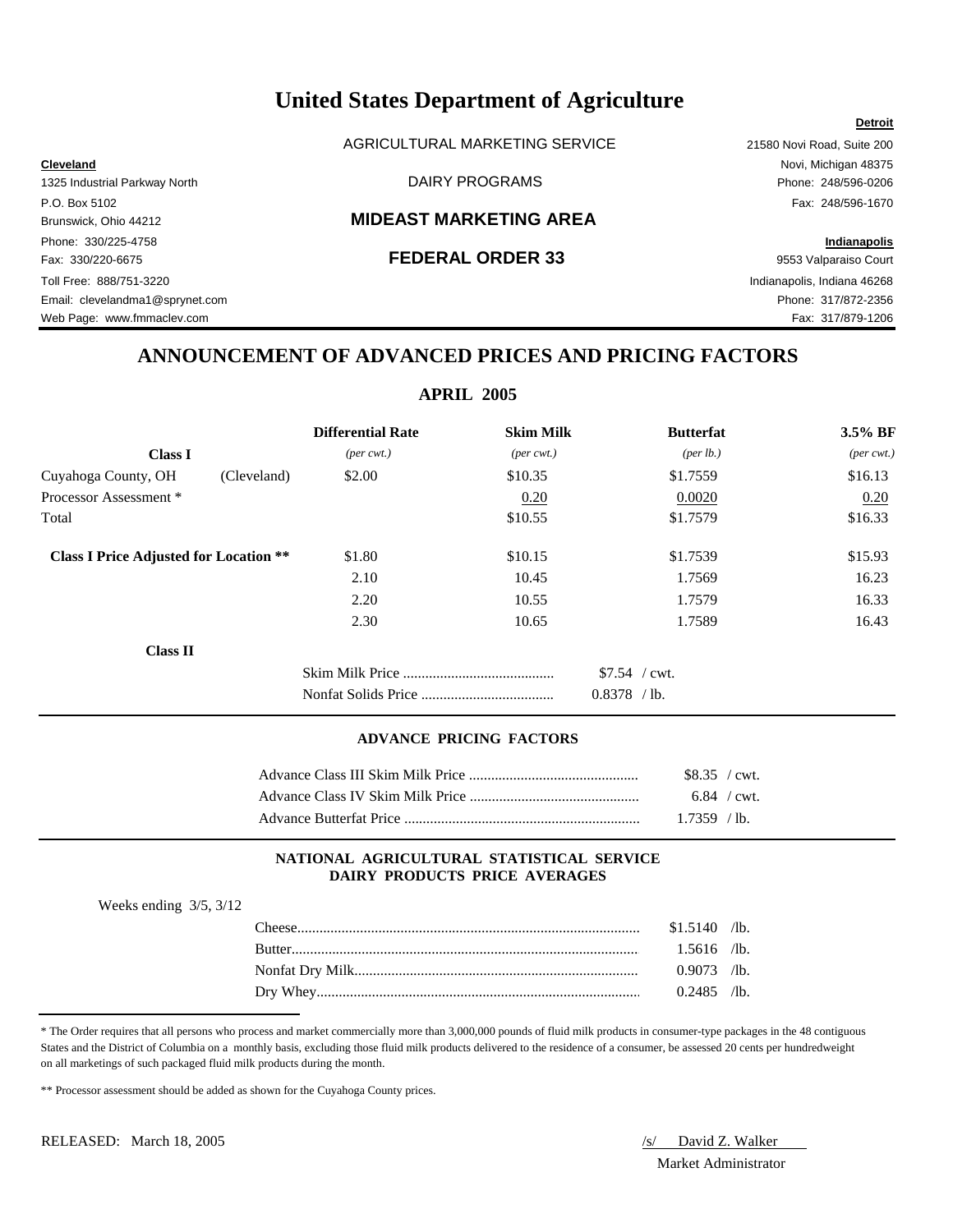# United States Department of Agriculture

AGRICULTURAL MARKETING SERVICE

DAIRY PROGRAMS

## MIDEAST MARKETING AREA

## FEDERAL ORDER 33

**Cleveland**
1325 Industrial Parkway North
P.O. Box 5102
Brunswick, Ohio 44212
Phone: 330/225-4758
Fax: 330/220-6675
Toll Free: 888/751-3220
Email: clevelandma1@sprynet.com
Web Page: www.fmmaclev.com

**Detroit**
21580 Novi Road, Suite 200
Novi, Michigan 48375
Phone: 248/596-0206
Fax: 248/596-1670

**Indianapolis**
9553 Valparaiso Court
Indianapolis, Indiana 46268
Phone: 317/872-2356
Fax: 317/879-1206

## ANNOUNCEMENT OF ADVANCED PRICES AND PRICING FACTORS

### APRIL 2005

| | | Differential Rate | Skim Milk | Butterfat | 3.5% BF |
|---|---|---|---|---|---|
| **Class I** | | *(per cwt.)* | *(per cwt.)* | *(per lb.)* | *(per cwt.)* |
| Cuyahoga County, OH | (Cleveland) | $2.00 | $10.35 | $1.7559 | $16.13 |
| Processor Assessment * | | | 0.20 | 0.0020 | 0.20 |
| Total | | | $10.55 | $1.7579 | $16.33 |
| **Class I Price Adjusted for Location \*\*** | | $1.80 | $10.15 | $1.7539 | $15.93 |
| | | 2.10 | 10.45 | 1.7569 | 16.23 |
| | | 2.20 | 10.55 | 1.7579 | 16.33 |
| | | 2.30 | 10.65 | 1.7589 | 16.43 |

**Class II**

| | |
|---|---|
| Skim Milk Price | $7.54 / cwt. |
| Nonfat Solids Price | 0.8378 / lb. |

#### ADVANCE PRICING FACTORS

| | |
|---|---|
| Advance Class III Skim Milk Price | $8.35 / cwt. |
| Advance Class IV Skim Milk Price | 6.84 / cwt. |
| Advance Butterfat Price | 1.7359 / lb. |

#### NATIONAL AGRICULTURAL STATISTICAL SERVICE DAIRY PRODUCTS PRICE AVERAGES

Weeks ending 3/5, 3/12

| | |
|---|---|
| Cheese | $1.5140 /lb. |
| Butter | 1.5616 /lb. |
| Nonfat Dry Milk | 0.9073 /lb. |
| Dry Whey | 0.2485 /lb. |

* The Order requires that all persons who process and market commercially more than 3,000,000 pounds of fluid milk products in consumer-type packages in the 48 contiguous States and the District of Columbia on a monthly basis, excluding those fluid milk products delivered to the residence of a consumer, be assessed 20 cents per hundredweight on all marketings of such packaged fluid milk products during the month.

** Processor assessment should be added as shown for the Cuyahoga County prices.

RELEASED: March 18, 2005

/s/ David Z. Walker
Market Administrator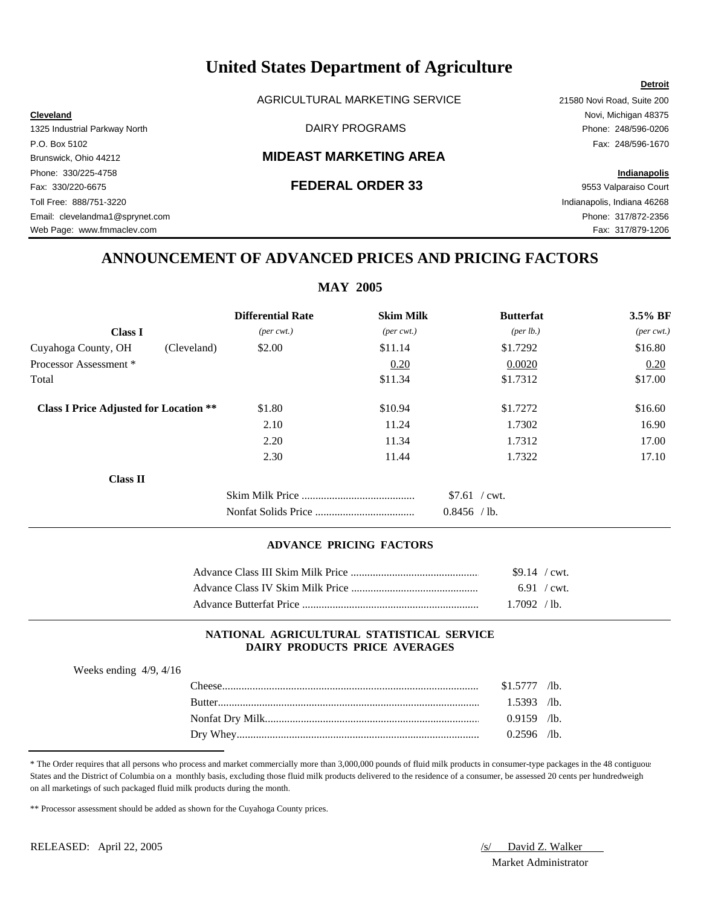# United States Department of Agriculture

AGRICULTURAL MARKETING SERVICE

DAIRY PROGRAMS

## MIDEAST MARKETING AREA

## FEDERAL ORDER 33

**Cleveland**
1325 Industrial Parkway North
P.O. Box 5102
Brunswick, Ohio 44212
Phone: 330/225-4758
Fax: 330/220-6675
Toll Free: 888/751-3220
Email: clevelandma1@sprynet.com
Web Page: www.fmmaclev.com

**Detroit**
21580 Novi Road, Suite 200
Novi, Michigan 48375
Phone: 248/596-0206
Fax: 248/596-1670

**Indianapolis**
9553 Valparaiso Court
Indianapolis, Indiana 46268
Phone: 317/872-2356
Fax: 317/879-1206

## ANNOUNCEMENT OF ADVANCED PRICES AND PRICING FACTORS

### MAY 2005

| **Class I** | | **Differential Rate** *(per cwt.)* | **Skim Milk** *(per cwt.)* | **Butterfat** *(per lb.)* | **3.5% BF** *(per cwt.)* |
|---|---|---|---|---|---|
| Cuyahoga County, OH | (Cleveland) | $2.00 | $11.14 | $1.7292 | $16.80 |
| Processor Assessment * | | | 0.20 | 0.0020 | 0.20 |
| Total | | | $11.34 | $1.7312 | $17.00 |
| **Class I Price Adjusted for Location \*\*** | | $1.80 | $10.94 | $1.7272 | $16.60 |
| | | 2.10 | 11.24 | 1.7302 | 16.90 |
| | | 2.20 | 11.34 | 1.7312 | 17.00 |
| | | 2.30 | 11.44 | 1.7322 | 17.10 |

**Class II**

| | |
|---|---|
| Skim Milk Price | $7.61 / cwt. |
| Nonfat Solids Price | 0.8456 / lb. |

#### ADVANCE PRICING FACTORS

| | |
|---|---|
| Advance Class III Skim Milk Price | $9.14 / cwt. |
| Advance Class IV Skim Milk Price | 6.91 / cwt. |
| Advance Butterfat Price | 1.7092 / lb. |

#### NATIONAL AGRICULTURAL STATISTICAL SERVICE DAIRY PRODUCTS PRICE AVERAGES

Weeks ending 4/9, 4/16

| | |
|---|---|
| Cheese | $1.5777 /lb. |
| Butter | 1.5393 /lb. |
| Nonfat Dry Milk | 0.9159 /lb. |
| Dry Whey | 0.2596 /lb. |

\* The Order requires that all persons who process and market commercially more than 3,000,000 pounds of fluid milk products in consumer-type packages in the 48 contiguous States and the District of Columbia on a monthly basis, excluding those fluid milk products delivered to the residence of a consumer, be assessed 20 cents per hundredweight on all marketings of such packaged fluid milk products during the month.

\*\* Processor assessment should be added as shown for the Cuyahoga County prices.

RELEASED: April 22, 2005

/s/ David Z. Walker
Market Administrator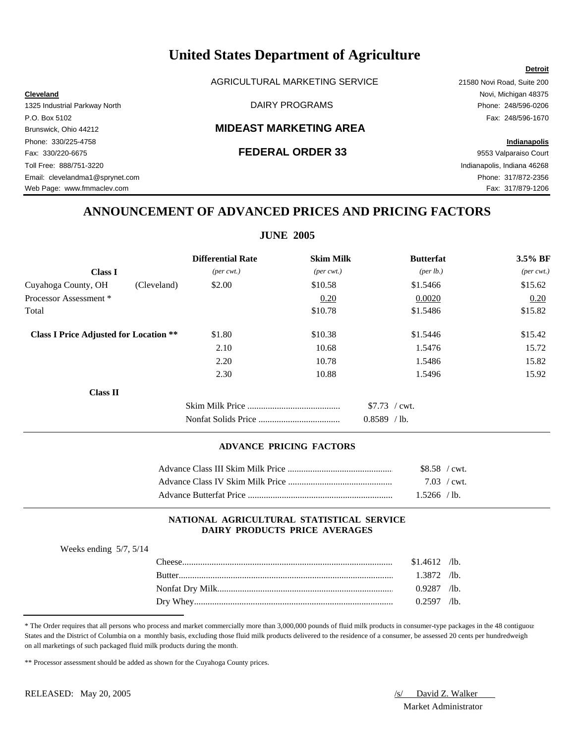# United States Department of Agriculture

AGRICULTURAL MARKETING SERVICE

DAIRY PROGRAMS

## MIDEAST MARKETING AREA

## FEDERAL ORDER 33

**Cleveland**
1325 Industrial Parkway North
P.O. Box 5102
Brunswick, Ohio 44212
Phone: 330/225-4758
Fax: 330/220-6675
Toll Free: 888/751-3220
Email: clevelandma1@sprynet.com
Web Page: www.fmmaclev.com

**Detroit**
21580 Novi Road, Suite 200
Novi, Michigan 48375
Phone: 248/596-0206
Fax: 248/596-1670

**Indianapolis**
9553 Valparaiso Court
Indianapolis, Indiana 46268
Phone: 317/872-2356
Fax: 317/879-1206

## ANNOUNCEMENT OF ADVANCED PRICES AND PRICING FACTORS

### JUNE 2005

| | | Differential Rate | Skim Milk | Butterfat | 3.5% BF |
|---|---|---|---|---|---|
| **Class I** | | *(per cwt.)* | *(per cwt.)* | *(per lb.)* | *(per cwt.)* |
| Cuyahoga County, OH | (Cleveland) | $2.00 | $10.58 | $1.5466 | $15.62 |
| Processor Assessment * | | | 0.20 | 0.0020 | 0.20 |
| Total | | | $10.78 | $1.5486 | $15.82 |
| **Class I Price Adjusted for Location \*\*** | | $1.80 | $10.38 | $1.5446 | $15.42 |
| | | 2.10 | 10.68 | 1.5476 | 15.72 |
| | | 2.20 | 10.78 | 1.5486 | 15.82 |
| | | 2.30 | 10.88 | 1.5496 | 15.92 |

**Class II**

| | |
|---|---|
| Skim Milk Price | $7.73 / cwt. |
| Nonfat Solids Price | 0.8589 / lb. |

### ADVANCE PRICING FACTORS

| | |
|---|---|
| Advance Class III Skim Milk Price | $8.58 / cwt. |
| Advance Class IV Skim Milk Price | 7.03 / cwt. |
| Advance Butterfat Price | 1.5266 / lb. |

### NATIONAL AGRICULTURAL STATISTICAL SERVICE DAIRY PRODUCTS PRICE AVERAGES

Weeks ending 5/7, 5/14

| | |
|---|---|
| Cheese | $1.4612 /lb. |
| Butter | 1.3872 /lb. |
| Nonfat Dry Milk | 0.9287 /lb. |
| Dry Whey | 0.2597 /lb. |

* The Order requires that all persons who process and market commercially more than 3,000,000 pounds of fluid milk products in consumer-type packages in the 48 contiguous States and the District of Columbia on a monthly basis, excluding those fluid milk products delivered to the residence of a consumer, be assessed 20 cents per hundredweight on all marketings of such packaged fluid milk products during the month.

** Processor assessment should be added as shown for the Cuyahoga County prices.

RELEASED: May 20, 2005

/s/ David Z. Walker
Market Administrator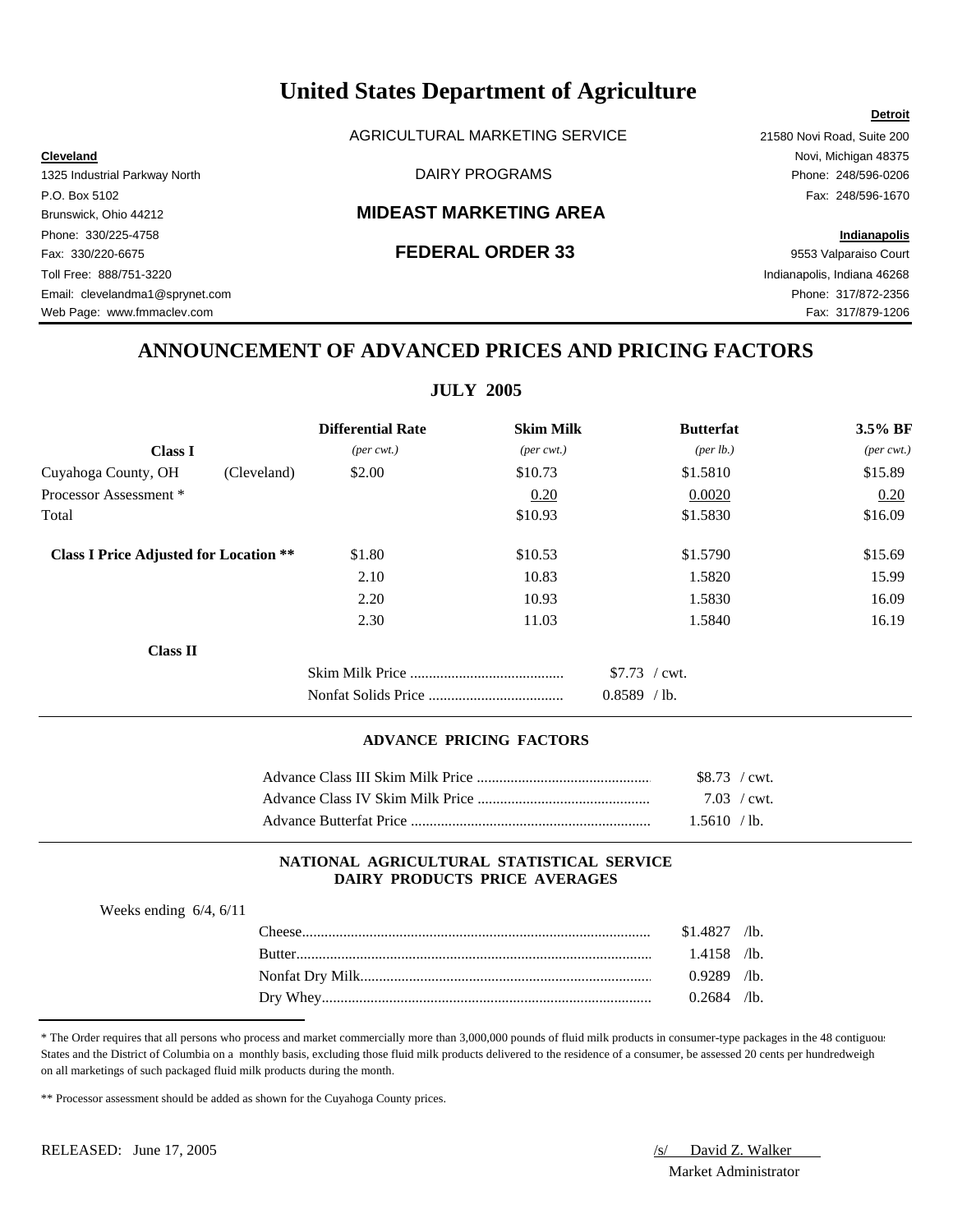# United States Department of Agriculture

AGRICULTURAL MARKETING SERVICE

DAIRY PROGRAMS

## MIDEAST MARKETING AREA

## FEDERAL ORDER 33

**Cleveland**
1325 Industrial Parkway North
P.O. Box 5102
Brunswick, Ohio 44212
Phone: 330/225-4758
Fax: 330/220-6675
Toll Free: 888/751-3220
Email: clevelandma1@sprynet.com
Web Page: www.fmmaclev.com

**Detroit**
21580 Novi Road, Suite 200
Novi, Michigan 48375
Phone: 248/596-0206
Fax: 248/596-1670

**Indianapolis**
9553 Valparaiso Court
Indianapolis, Indiana 46268
Phone: 317/872-2356
Fax: 317/879-1206

# ANNOUNCEMENT OF ADVANCED PRICES AND PRICING FACTORS

## JULY 2005

| | | Differential Rate | Skim Milk | Butterfat | 3.5% BF |
|---|---|---|---|---|---|
| **Class I** | | *(per cwt.)* | *(per cwt.)* | *(per lb.)* | *(per cwt.)* |
| Cuyahoga County, OH | (Cleveland) | $2.00 | $10.73 | $1.5810 | $15.89 |
| Processor Assessment * | | | 0.20 | 0.0020 | 0.20 |
| Total | | | $10.93 | $1.5830 | $16.09 |
| **Class I Price Adjusted for Location \*\*** | | $1.80 | $10.53 | $1.5790 | $15.69 |
| | | 2.10 | 10.83 | 1.5820 | 15.99 |
| | | 2.20 | 10.93 | 1.5830 | 16.09 |
| | | 2.30 | 11.03 | 1.5840 | 16.19 |

**Class II**

| | |
|---|---|
| Skim Milk Price | $7.73 / cwt. |
| Nonfat Solids Price | 0.8589 / lb. |

### ADVANCE PRICING FACTORS

| | |
|---|---|
| Advance Class III Skim Milk Price | $8.73 / cwt. |
| Advance Class IV Skim Milk Price | 7.03 / cwt. |
| Advance Butterfat Price | 1.5610 / lb. |

### NATIONAL AGRICULTURAL STATISTICAL SERVICE DAIRY PRODUCTS PRICE AVERAGES

Weeks ending 6/4, 6/11

| | |
|---|---|
| Cheese | $1.4827 /lb. |
| Butter | 1.4158 /lb. |
| Nonfat Dry Milk | 0.9289 /lb. |
| Dry Whey | 0.2684 /lb. |

\* The Order requires that all persons who process and market commercially more than 3,000,000 pounds of fluid milk products in consumer-type packages in the 48 contiguous States and the District of Columbia on a monthly basis, excluding those fluid milk products delivered to the residence of a consumer, be assessed 20 cents per hundredweight on all marketings of such packaged fluid milk products during the month.

\*\* Processor assessment should be added as shown for the Cuyahoga County prices.

RELEASED: June 17, 2005

/s/ David Z. Walker
Market Administrator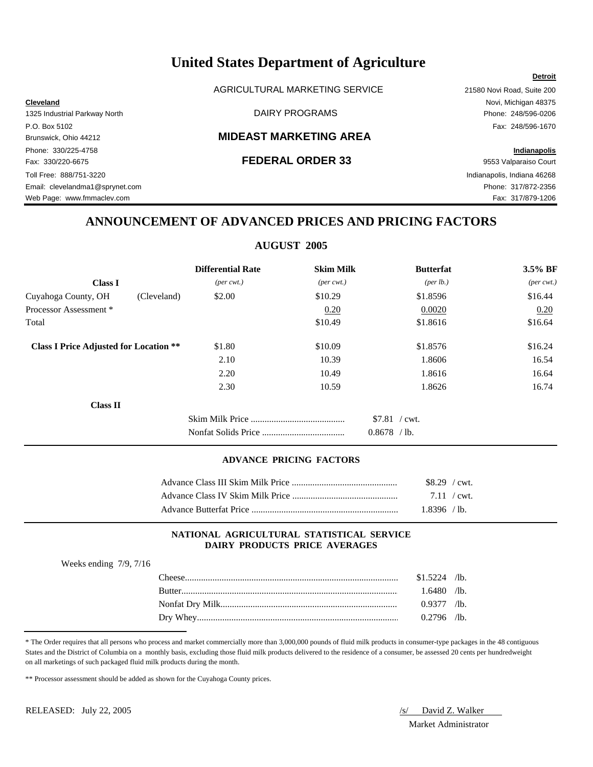# United States Department of Agriculture

AGRICULTURAL MARKETING SERVICE

DAIRY PROGRAMS

## MIDEAST MARKETING AREA

## FEDERAL ORDER 33

**Cleveland**
1325 Industrial Parkway North
P.O. Box 5102
Brunswick, Ohio 44212
Phone: 330/225-4758
Fax: 330/220-6675
Toll Free: 888/751-3220
Email: clevelandma1@sprynet.com
Web Page: www.fmmaclev.com

**Detroit**
21580 Novi Road, Suite 200
Novi, Michigan 48375
Phone: 248/596-0206
Fax: 248/596-1670

**Indianapolis**
9553 Valparaiso Court
Indianapolis, Indiana 46268
Phone: 317/872-2356
Fax: 317/879-1206

## ANNOUNCEMENT OF ADVANCED PRICES AND PRICING FACTORS

### AUGUST 2005

| **Class I** | | **Differential Rate** *(per cwt.)* | **Skim Milk** *(per cwt.)* | **Butterfat** *(per lb.)* | **3.5% BF** *(per cwt.)* |
|---|---|---|---|---|---|
| Cuyahoga County, OH | (Cleveland) | $2.00 | $10.29 | $1.8596 | $16.44 |
| Processor Assessment * | | | 0.20 | 0.0020 | 0.20 |
| Total | | | $10.49 | $1.8616 | $16.64 |
| **Class I Price Adjusted for Location \*\*** | | $1.80 | $10.09 | $1.8576 | $16.24 |
| | | 2.10 | 10.39 | 1.8606 | 16.54 |
| | | 2.20 | 10.49 | 1.8616 | 16.64 |
| | | 2.30 | 10.59 | 1.8626 | 16.74 |

**Class II**

| | |
|---|---|
| Skim Milk Price | $7.81 / cwt. |
| Nonfat Solids Price | 0.8678 / lb. |

### ADVANCE PRICING FACTORS

| | |
|---|---|
| Advance Class III Skim Milk Price | $8.29 / cwt. |
| Advance Class IV Skim Milk Price | 7.11 / cwt. |
| Advance Butterfat Price | 1.8396 / lb. |

### NATIONAL AGRICULTURAL STATISTICAL SERVICE DAIRY PRODUCTS PRICE AVERAGES

Weeks ending 7/9, 7/16

| | |
|---|---|
| Cheese | $1.5224 /lb. |
| Butter | 1.6480 /lb. |
| Nonfat Dry Milk | 0.9377 /lb. |
| Dry Whey | 0.2796 /lb. |

\* The Order requires that all persons who process and market commercially more than 3,000,000 pounds of fluid milk products in consumer-type packages in the 48 contiguous States and the District of Columbia on a monthly basis, excluding those fluid milk products delivered to the residence of a consumer, be assessed 20 cents per hundredweight on all marketings of such packaged fluid milk products during the month.

\*\* Processor assessment should be added as shown for the Cuyahoga County prices.

RELEASED: July 22, 2005

/s/ David Z. Walker
Market Administrator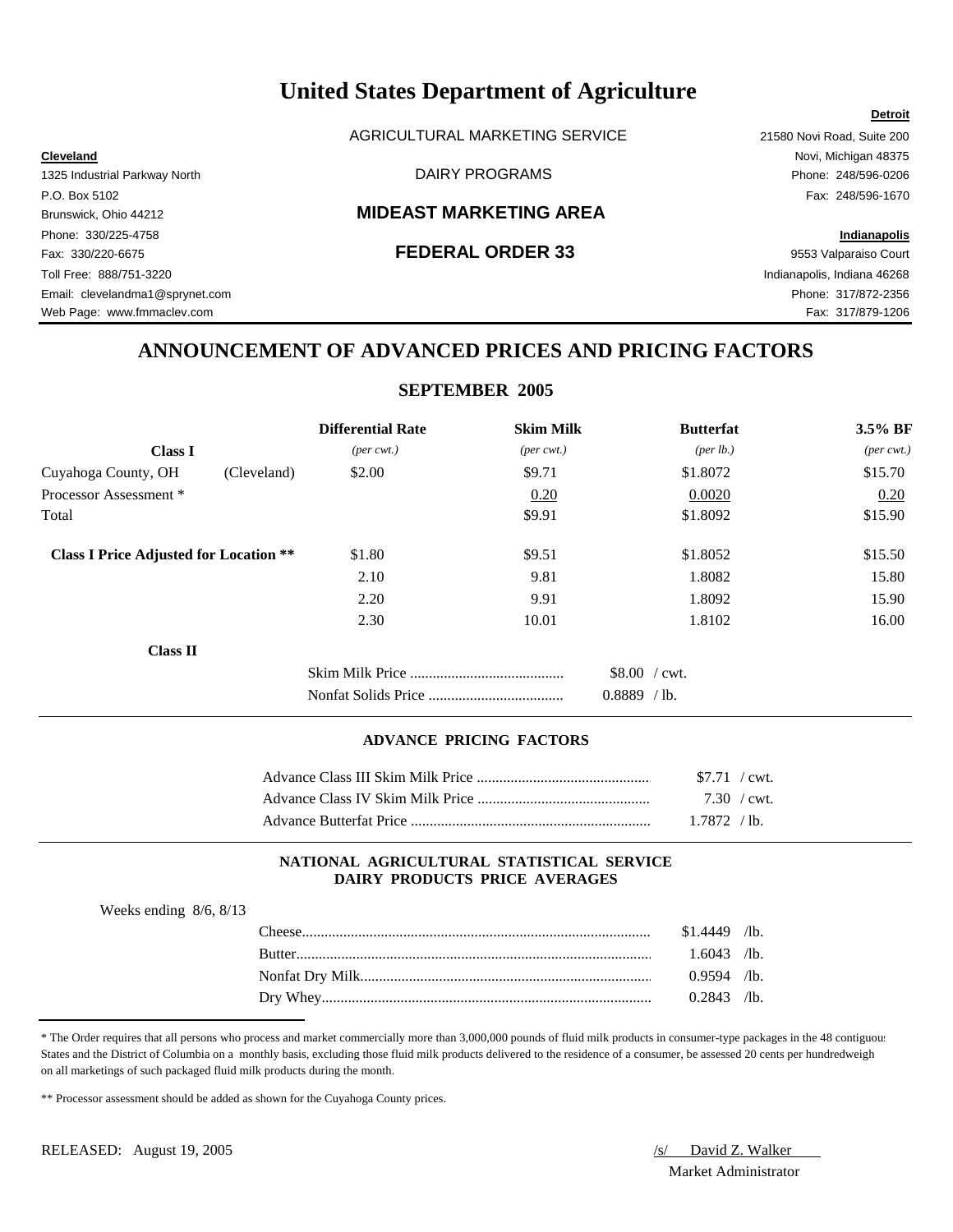# United States Department of Agriculture

AGRICULTURAL MARKETING SERVICE

DAIRY PROGRAMS

## MIDEAST MARKETING AREA

## FEDERAL ORDER 33

**Cleveland**
1325 Industrial Parkway North
P.O. Box 5102
Brunswick, Ohio 44212
Phone: 330/225-4758
Fax: 330/220-6675
Toll Free: 888/751-3220
Email: clevelandma1@sprynet.com
Web Page: www.fmmaclev.com

**Detroit**
21580 Novi Road, Suite 200
Novi, Michigan 48375
Phone: 248/596-0206
Fax: 248/596-1670

**Indianapolis**
9553 Valparaiso Court
Indianapolis, Indiana 46268
Phone: 317/872-2356
Fax: 317/879-1206

## ANNOUNCEMENT OF ADVANCED PRICES AND PRICING FACTORS

### SEPTEMBER 2005

| | | Differential Rate | Skim Milk | Butterfat | 3.5% BF |
|---|---|---|---|---|---|
| **Class I** | | *(per cwt.)* | *(per cwt.)* | *(per lb.)* | *(per cwt.)* |
| Cuyahoga County, OH | (Cleveland) | $2.00 | $9.71 | $1.8072 | $15.70 |
| Processor Assessment * | | | 0.20 | 0.0020 | 0.20 |
| Total | | | $9.91 | $1.8092 | $15.90 |
| **Class I Price Adjusted for Location \*\*** | | $1.80 | $9.51 | $1.8052 | $15.50 |
| | | 2.10 | 9.81 | 1.8082 | 15.80 |
| | | 2.20 | 9.91 | 1.8092 | 15.90 |
| | | 2.30 | 10.01 | 1.8102 | 16.00 |

**Class II**

| | |
|---|---|
| Skim Milk Price | $8.00 / cwt. |
| Nonfat Solids Price | 0.8889 / lb. |

#### ADVANCE PRICING FACTORS

| | |
|---|---|
| Advance Class III Skim Milk Price | $7.71 / cwt. |
| Advance Class IV Skim Milk Price | 7.30 / cwt. |
| Advance Butterfat Price | 1.7872 / lb. |

#### NATIONAL AGRICULTURAL STATISTICAL SERVICE DAIRY PRODUCTS PRICE AVERAGES

Weeks ending 8/6, 8/13

| | |
|---|---|
| Cheese | $1.4449 /lb. |
| Butter | 1.6043 /lb. |
| Nonfat Dry Milk | 0.9594 /lb. |
| Dry Whey | 0.2843 /lb. |

\* The Order requires that all persons who process and market commercially more than 3,000,000 pounds of fluid milk products in consumer-type packages in the 48 contiguous States and the District of Columbia on a monthly basis, excluding those fluid milk products delivered to the residence of a consumer, be assessed 20 cents per hundredweight on all marketings of such packaged fluid milk products during the month.

\*\* Processor assessment should be added as shown for the Cuyahoga County prices.

RELEASED: August 19, 2005

/s/ David Z. Walker
Market Administrator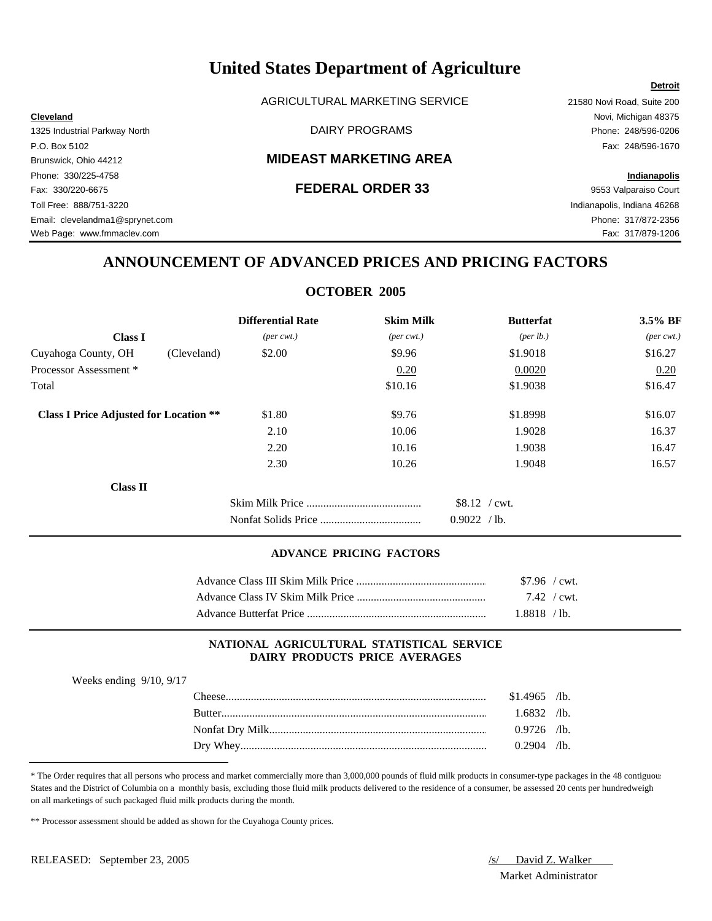# United States Department of Agriculture

AGRICULTURAL MARKETING SERVICE

DAIRY PROGRAMS

## MIDEAST MARKETING AREA

## FEDERAL ORDER 33

**Cleveland**
1325 Industrial Parkway North
P.O. Box 5102
Brunswick, Ohio 44212
Phone: 330/225-4758
Fax: 330/220-6675
Toll Free: 888/751-3220
Email: clevelandma1@sprynet.com
Web Page: www.fmmaclev.com

**Detroit**
21580 Novi Road, Suite 200
Novi, Michigan 48375
Phone: 248/596-0206
Fax: 248/596-1670

**Indianapolis**
9553 Valparaiso Court
Indianapolis, Indiana 46268
Phone: 317/872-2356
Fax: 317/879-1206

## ANNOUNCEMENT OF ADVANCED PRICES AND PRICING FACTORS

### OCTOBER 2005

| | | Differential Rate | Skim Milk | Butterfat | 3.5% BF |
|---|---|---|---|---|---|
| **Class I** | | *(per cwt.)* | *(per cwt.)* | *(per lb.)* | *(per cwt.)* |
| Cuyahoga County, OH | (Cleveland) | $2.00 | $9.96 | $1.9018 | $16.27 |
| Processor Assessment * | | | 0.20 | 0.0020 | 0.20 |
| Total | | | $10.16 | $1.9038 | $16.47 |
| **Class I Price Adjusted for Location \*\*** | | $1.80 | $9.76 | $1.8998 | $16.07 |
| | | 2.10 | 10.06 | 1.9028 | 16.37 |
| | | 2.20 | 10.16 | 1.9038 | 16.47 |
| | | 2.30 | 10.26 | 1.9048 | 16.57 |

**Class II**

| | |
|---|---|
| Skim Milk Price | $8.12 / cwt. |
| Nonfat Solids Price | 0.9022 / lb. |

#### ADVANCE PRICING FACTORS

| | |
|---|---|
| Advance Class III Skim Milk Price | $7.96 / cwt. |
| Advance Class IV Skim Milk Price | 7.42 / cwt. |
| Advance Butterfat Price | 1.8818 / lb. |

#### NATIONAL AGRICULTURAL STATISTICAL SERVICE DAIRY PRODUCTS PRICE AVERAGES

Weeks ending 9/10, 9/17

| | |
|---|---|
| Cheese | $1.4965 /lb. |
| Butter | 1.6832 /lb. |
| Nonfat Dry Milk | 0.9726 /lb. |
| Dry Whey | 0.2904 /lb. |

\* The Order requires that all persons who process and market commercially more than 3,000,000 pounds of fluid milk products in consumer-type packages in the 48 contiguous States and the District of Columbia on a monthly basis, excluding those fluid milk products delivered to the residence of a consumer, be assessed 20 cents per hundredweight on all marketings of such packaged fluid milk products during the month.

\*\* Processor assessment should be added as shown for the Cuyahoga County prices.

RELEASED: September 23, 2005

/s/ David Z. Walker
Market Administrator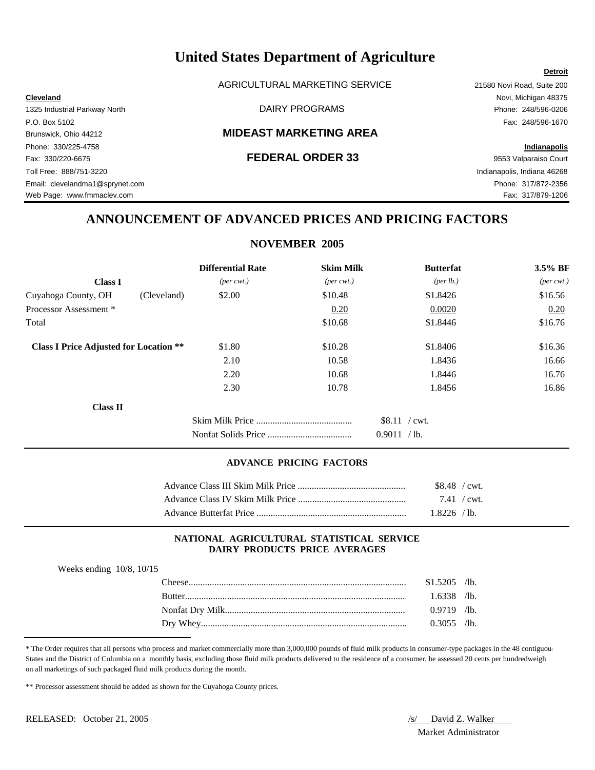# United States Department of Agriculture

AGRICULTURAL MARKETING SERVICE

DAIRY PROGRAMS

## MIDEAST MARKETING AREA

## FEDERAL ORDER 33

**Cleveland**
1325 Industrial Parkway North
P.O. Box 5102
Brunswick, Ohio 44212
Phone: 330/225-4758
Fax: 330/220-6675
Toll Free: 888/751-3220
Email: clevelandma1@sprynet.com
Web Page: www.fmmaclev.com

**Detroit**
21580 Novi Road, Suite 200
Novi, Michigan 48375
Phone: 248/596-0206
Fax: 248/596-1670

**Indianapolis**
9553 Valparaiso Court
Indianapolis, Indiana 46268
Phone: 317/872-2356
Fax: 317/879-1206

## ANNOUNCEMENT OF ADVANCED PRICES AND PRICING FACTORS

### NOVEMBER 2005

| **Class I** | | **Differential Rate** *(per cwt.)* | **Skim Milk** *(per cwt.)* | **Butterfat** *(per lb.)* | **3.5% BF** *(per cwt.)* |
|---|---|---|---|---|---|
| Cuyahoga County, OH | (Cleveland) | $2.00 | $10.48 | $1.8426 | $16.56 |
| Processor Assessment * | | | 0.20 | 0.0020 | 0.20 |
| Total | | | $10.68 | $1.8446 | $16.76 |
| **Class I Price Adjusted for Location \*\*** | | $1.80 | $10.28 | $1.8406 | $16.36 |
| | | 2.10 | 10.58 | 1.8436 | 16.66 |
| | | 2.20 | 10.68 | 1.8446 | 16.76 |
| | | 2.30 | 10.78 | 1.8456 | 16.86 |

**Class II**

| | |
|---|---|
| Skim Milk Price | $8.11 / cwt. |
| Nonfat Solids Price | 0.9011 / lb. |

### ADVANCE PRICING FACTORS

| | |
|---|---|
| Advance Class III Skim Milk Price | $8.48 / cwt. |
| Advance Class IV Skim Milk Price | 7.41 / cwt. |
| Advance Butterfat Price | 1.8226 / lb. |

### NATIONAL AGRICULTURAL STATISTICAL SERVICE DAIRY PRODUCTS PRICE AVERAGES

Weeks ending 10/8, 10/15

| | |
|---|---|
| Cheese | $1.5205 /lb. |
| Butter | 1.6338 /lb. |
| Nonfat Dry Milk | 0.9719 /lb. |
| Dry Whey | 0.3055 /lb. |

* The Order requires that all persons who process and market commercially more than 3,000,000 pounds of fluid milk products in consumer-type packages in the 48 contiguous States and the District of Columbia on a monthly basis, excluding those fluid milk products delivered to the residence of a consumer, be assessed 20 cents per hundredweight on all marketings of such packaged fluid milk products during the month.

** Processor assessment should be added as shown for the Cuyahoga County prices.

RELEASED: October 21, 2005

/s/ David Z. Walker
Market Administrator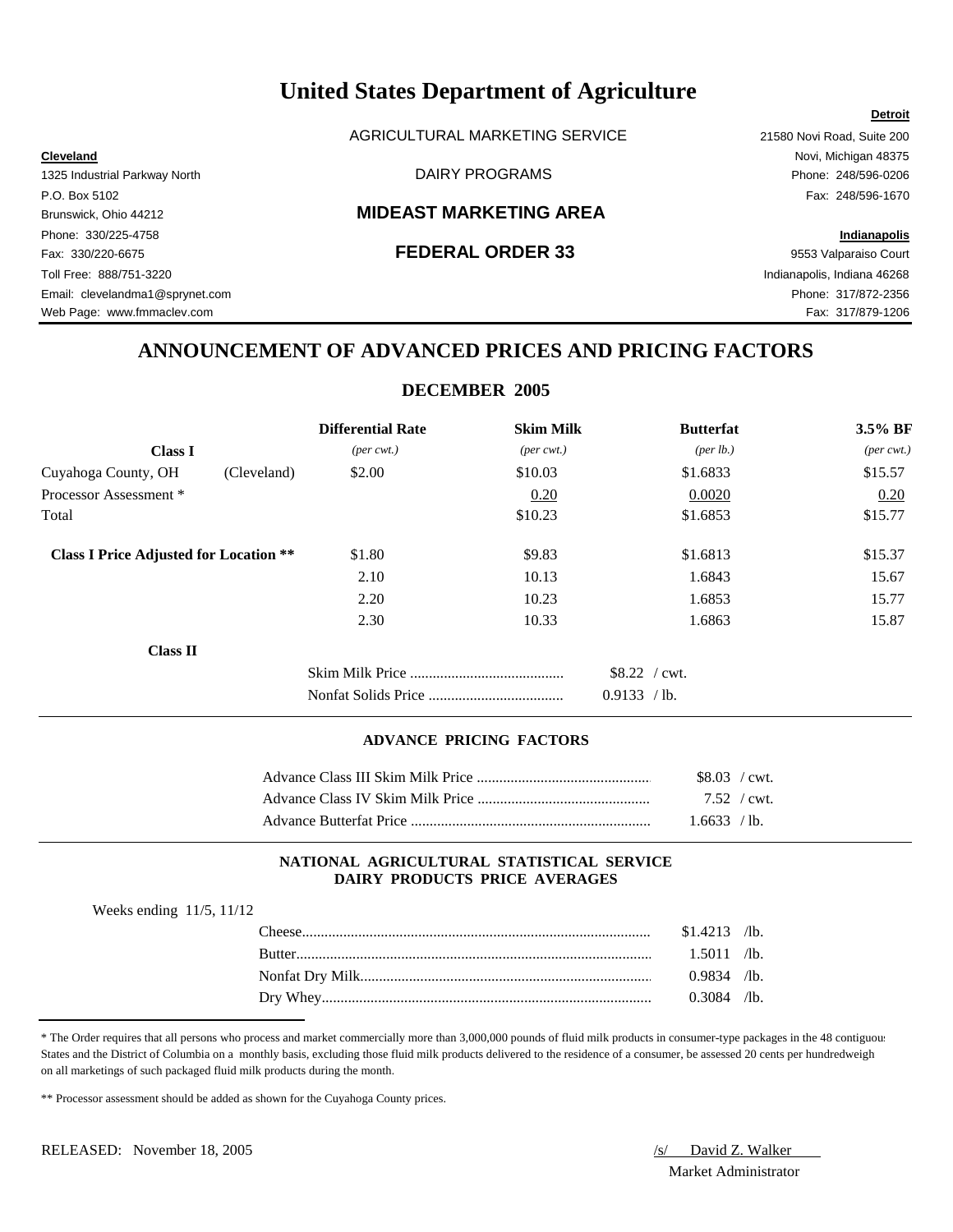# United States Department of Agriculture

AGRICULTURAL MARKETING SERVICE

DAIRY PROGRAMS

## MIDEAST MARKETING AREA

## FEDERAL ORDER 33

**Cleveland**
1325 Industrial Parkway North
P.O. Box 5102
Brunswick, Ohio 44212
Phone: 330/225-4758
Fax: 330/220-6675
Toll Free: 888/751-3220
Email: clevelandma1@sprynet.com
Web Page: www.fmmaclev.com

**Detroit**
21580 Novi Road, Suite 200
Novi, Michigan 48375
Phone: 248/596-0206
Fax: 248/596-1670

**Indianapolis**
9553 Valparaiso Court
Indianapolis, Indiana 46268
Phone: 317/872-2356
Fax: 317/879-1206

## ANNOUNCEMENT OF ADVANCED PRICES AND PRICING FACTORS

### DECEMBER 2005

| | | Differential Rate | Skim Milk | Butterfat | 3.5% BF |
|---|---|---|---|---|---|
| **Class I** | | *(per cwt.)* | *(per cwt.)* | *(per lb.)* | *(per cwt.)* |
| Cuyahoga County, OH | (Cleveland) | $2.00 | $10.03 | $1.6833 | $15.57 |
| Processor Assessment * | | | 0.20 | 0.0020 | 0.20 |
| Total | | | $10.23 | $1.6853 | $15.77 |
| **Class I Price Adjusted for Location \*\*** | | $1.80 | $9.83 | $1.6813 | $15.37 |
| | | 2.10 | 10.13 | 1.6843 | 15.67 |
| | | 2.20 | 10.23 | 1.6853 | 15.77 |
| | | 2.30 | 10.33 | 1.6863 | 15.87 |

**Class II**

| | |
|---|---|
| Skim Milk Price | $8.22 / cwt. |
| Nonfat Solids Price | 0.9133 / lb. |

#### ADVANCE PRICING FACTORS

| | |
|---|---|
| Advance Class III Skim Milk Price | $8.03 / cwt. |
| Advance Class IV Skim Milk Price | 7.52 / cwt. |
| Advance Butterfat Price | 1.6633 / lb. |

#### NATIONAL AGRICULTURAL STATISTICAL SERVICE DAIRY PRODUCTS PRICE AVERAGES

Weeks ending 11/5, 11/12

| | |
|---|---|
| Cheese | $1.4213 /lb. |
| Butter | 1.5011 /lb. |
| Nonfat Dry Milk | 0.9834 /lb. |
| Dry Whey | 0.3084 /lb. |

\* The Order requires that all persons who process and market commercially more than 3,000,000 pounds of fluid milk products in consumer-type packages in the 48 contiguous States and the District of Columbia on a monthly basis, excluding those fluid milk products delivered to the residence of a consumer, be assessed 20 cents per hundredweight on all marketings of such packaged fluid milk products during the month.

\*\* Processor assessment should be added as shown for the Cuyahoga County prices.

RELEASED: November 18, 2005

/s/ David Z. Walker
Market Administrator